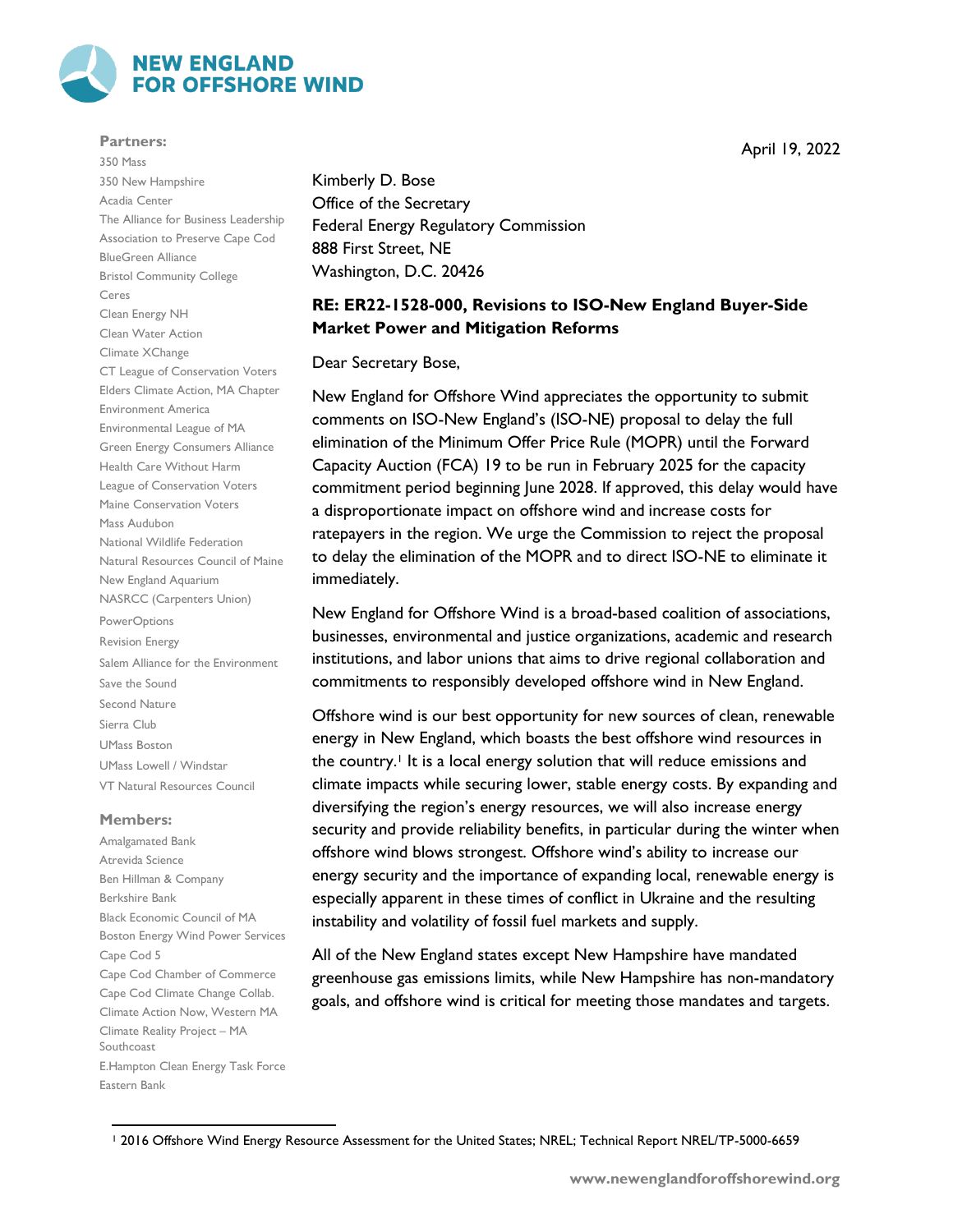# NEW ENGLAND FOR OFFSHORE WIND

**Partners:**

350 Mass
350 New Hampshire
Acadia Center
The Alliance for Business Leadership
Association to Preserve Cape Cod
BlueGreen Alliance
Bristol Community College
Ceres
Clean Energy NH
Clean Water Action
Climate XChange
CT League of Conservation Voters
Elders Climate Action, MA Chapter
Environment America
Environmental League of MA
Green Energy Consumers Alliance
Health Care Without Harm
League of Conservation Voters
Maine Conservation Voters
Mass Audubon
National Wildlife Federation
Natural Resources Council of Maine
New England Aquarium
NASRCC (Carpenters Union)
PowerOptions
Revision Energy
Salem Alliance for the Environment
Save the Sound
Second Nature
Sierra Club
UMass Boston
UMass Lowell / Windstar
VT Natural Resources Council

**Members:**

Amalgamated Bank
Atrevida Science
Ben Hillman & Company
Berkshire Bank
Black Economic Council of MA
Boston Energy Wind Power Services
Cape Cod 5
Cape Cod Chamber of Commerce
Cape Cod Climate Change Collab.
Climate Action Now, Western MA
Climate Reality Project – MA Southcoast
E.Hampton Clean Energy Task Force
Eastern Bank

April 19, 2022

Kimberly D. Bose
Office of the Secretary
Federal Energy Regulatory Commission
888 First Street, NE
Washington, D.C. 20426

**RE: ER22-1528-000, Revisions to ISO-New England Buyer-Side Market Power and Mitigation Reforms**

Dear Secretary Bose,

New England for Offshore Wind appreciates the opportunity to submit comments on ISO-New England's (ISO-NE) proposal to delay the full elimination of the Minimum Offer Price Rule (MOPR) until the Forward Capacity Auction (FCA) 19 to be run in February 2025 for the capacity commitment period beginning June 2028. If approved, this delay would have a disproportionate impact on offshore wind and increase costs for ratepayers in the region. We urge the Commission to reject the proposal to delay the elimination of the MOPR and to direct ISO-NE to eliminate it immediately.

New England for Offshore Wind is a broad-based coalition of associations, businesses, environmental and justice organizations, academic and research institutions, and labor unions that aims to drive regional collaboration and commitments to responsibly developed offshore wind in New England.

Offshore wind is our best opportunity for new sources of clean, renewable energy in New England, which boasts the best offshore wind resources in the country.[1] It is a local energy solution that will reduce emissions and climate impacts while securing lower, stable energy costs. By expanding and diversifying the region's energy resources, we will also increase energy security and provide reliability benefits, in particular during the winter when offshore wind blows strongest. Offshore wind's ability to increase our energy security and the importance of expanding local, renewable energy is especially apparent in these times of conflict in Ukraine and the resulting instability and volatility of fossil fuel markets and supply.

All of the New England states except New Hampshire have mandated greenhouse gas emissions limits, while New Hampshire has non-mandatory goals, and offshore wind is critical for meeting those mandates and targets.

[1] 2016 Offshore Wind Energy Resource Assessment for the United States; NREL; Technical Report NREL/TP-5000-6659

www.newenglandforoffshorewind.org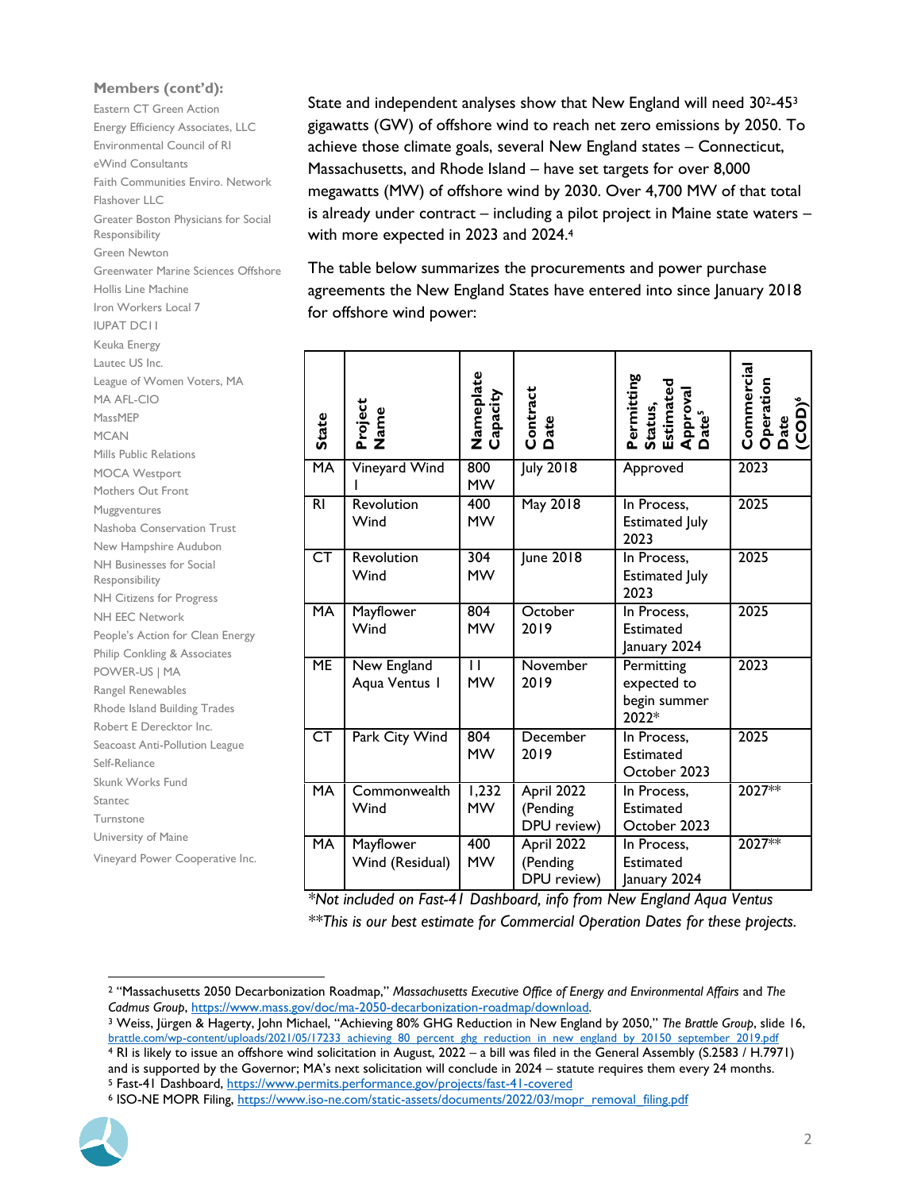**Members (cont'd):**

Eastern CT Green Action
Energy Efficiency Associates, LLC
Environmental Council of RI
eWind Consultants
Faith Communities Enviro. Network
Flashover LLC
Greater Boston Physicians for Social Responsibility
Green Newton
Greenwater Marine Sciences Offshore
Hollis Line Machine
Iron Workers Local 7
IUPAT DC11
Keuka Energy
Lautec US Inc.
League of Women Voters, MA
MA AFL-CIO
MassMEP
MCAN
Mills Public Relations
MOCA Westport
Mothers Out Front
Muggventures
Nashoba Conservation Trust
New Hampshire Audubon
NH Businesses for Social Responsibility
NH Citizens for Progress
NH EEC Network
People's Action for Clean Energy
Philip Conkling & Associates
POWER-US | MA
Rangel Renewables
Rhode Island Building Trades
Robert E Derecktor Inc.
Seacoast Anti-Pollution League
Self-Reliance
Skunk Works Fund
Stantec
Turnstone
University of Maine
Vineyard Power Cooperative Inc.

State and independent analyses show that New England will need 30[2]-45[3] gigawatts (GW) of offshore wind to reach net zero emissions by 2050. To achieve those climate goals, several New England states – Connecticut, Massachusetts, and Rhode Island – have set targets for over 8,000 megawatts (MW) of offshore wind by 2030. Over 4,700 MW of that total is already under contract – including a pilot project in Maine state waters – with more expected in 2023 and 2024.[4]

The table below summarizes the procurements and power purchase agreements the New England States have entered into since January 2018 for offshore wind power:

| State | Project Name | Nameplate Capacity | Contract Date | Permitting Status, Estimated Approval Date[5] | Commercial Operation Date (COD)[6] |
|---|---|---|---|---|---|
| MA | Vineyard Wind I | 800 MW | July 2018 | Approved | 2023 |
| RI | Revolution Wind | 400 MW | May 2018 | In Process, Estimated July 2023 | 2025 |
| CT | Revolution Wind | 304 MW | June 2018 | In Process, Estimated July 2023 | 2025 |
| MA | Mayflower Wind | 804 MW | October 2019 | In Process, Estimated January 2024 | 2025 |
| ME | New England Aqua Ventus I | 11 MW | November 2019 | Permitting expected to begin summer 2022* | 2023 |
| CT | Park City Wind | 804 MW | December 2019 | In Process, Estimated October 2023 | 2025 |
| MA | Commonwealth Wind | 1,232 MW | April 2022 (Pending DPU review) | In Process, Estimated October 2023 | 2027** |
| MA | Mayflower Wind (Residual) | 400 MW | April 2022 (Pending DPU review) | In Process, Estimated January 2024 | 2027** |

*\*Not included on Fast-41 Dashboard, info from New England Aqua Ventus*
*\*\*This is our best estimate for Commercial Operation Dates for these projects.*

---

[2] "Massachusetts 2050 Decarbonization Roadmap," *Massachusetts Executive Office of Energy and Environmental Affairs* and *The Cadmus Group*, https://www.mass.gov/doc/ma-2050-decarbonization-roadmap/download.

[3] Weiss, Jürgen & Hagerty, John Michael, "Achieving 80% GHG Reduction in New England by 2050," *The Brattle Group*, slide 16, brattle.com/wp-content/uploads/2021/05/17233_achieving_80_percent_ghg_reduction_in_new_england_by_20150_september_2019.pdf

[4] RI is likely to issue an offshore wind solicitation in August, 2022 – a bill was filed in the General Assembly (S.2583 / H.7971) and is supported by the Governor; MA's next solicitation will conclude in 2024 – statute requires them every 24 months.

[5] Fast-41 Dashboard, https://www.permits.performance.gov/projects/fast-41-covered

[6] ISO-NE MOPR Filing, https://www.iso-ne.com/static-assets/documents/2022/03/mopr_removal_filing.pdf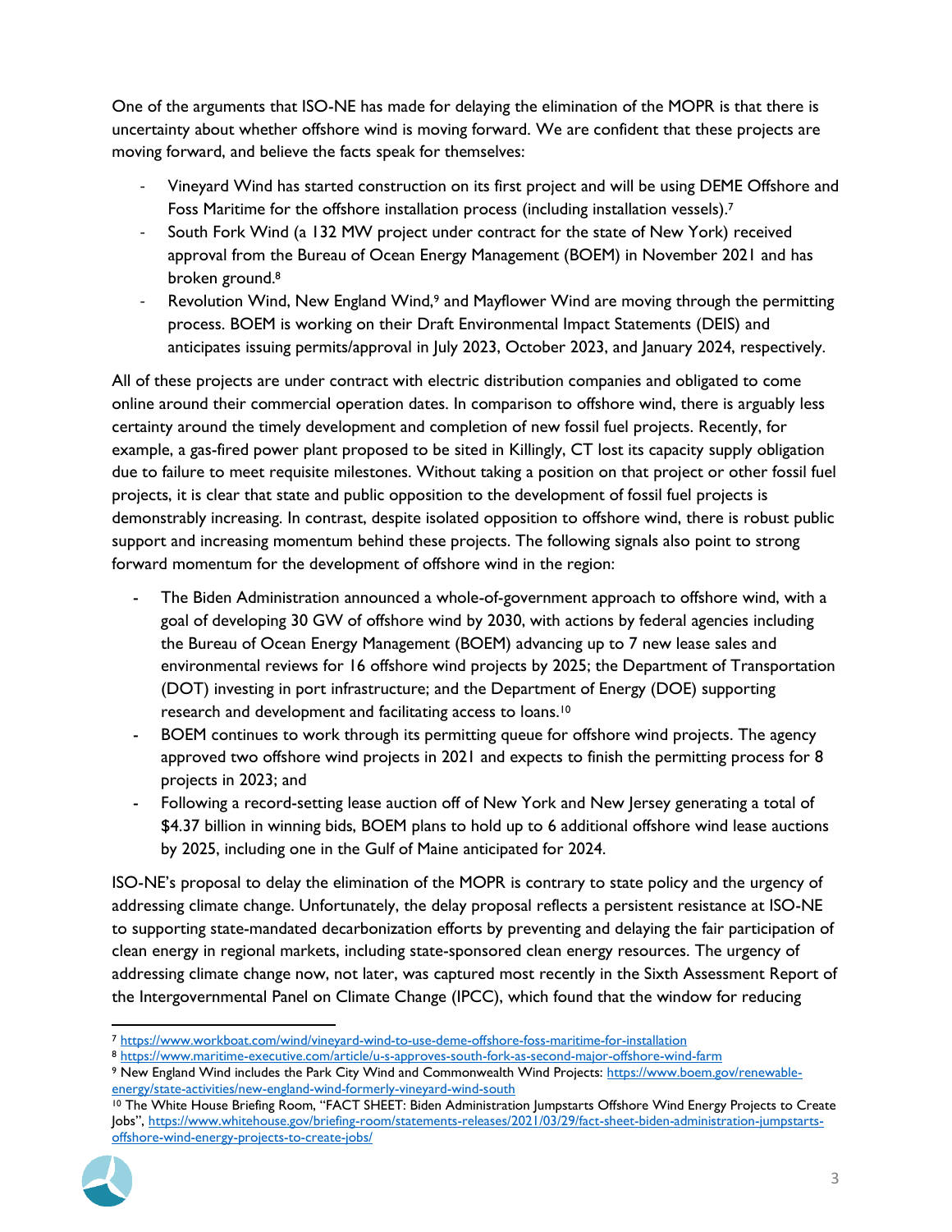One of the arguments that ISO-NE has made for delaying the elimination of the MOPR is that there is uncertainty about whether offshore wind is moving forward. We are confident that these projects are moving forward, and believe the facts speak for themselves:

- Vineyard Wind has started construction on its first project and will be using DEME Offshore and Foss Maritime for the offshore installation process (including installation vessels).[7]
- South Fork Wind (a 132 MW project under contract for the state of New York) received approval from the Bureau of Ocean Energy Management (BOEM) in November 2021 and has broken ground.[8]
- Revolution Wind, New England Wind,[9] and Mayflower Wind are moving through the permitting process. BOEM is working on their Draft Environmental Impact Statements (DEIS) and anticipates issuing permits/approval in July 2023, October 2023, and January 2024, respectively.

All of these projects are under contract with electric distribution companies and obligated to come online around their commercial operation dates. In comparison to offshore wind, there is arguably less certainty around the timely development and completion of new fossil fuel projects. Recently, for example, a gas-fired power plant proposed to be sited in Killingly, CT lost its capacity supply obligation due to failure to meet requisite milestones. Without taking a position on that project or other fossil fuel projects, it is clear that state and public opposition to the development of fossil fuel projects is demonstrably increasing. In contrast, despite isolated opposition to offshore wind, there is robust public support and increasing momentum behind these projects. The following signals also point to strong forward momentum for the development of offshore wind in the region:

- The Biden Administration announced a whole-of-government approach to offshore wind, with a goal of developing 30 GW of offshore wind by 2030, with actions by federal agencies including the Bureau of Ocean Energy Management (BOEM) advancing up to 7 new lease sales and environmental reviews for 16 offshore wind projects by 2025; the Department of Transportation (DOT) investing in port infrastructure; and the Department of Energy (DOE) supporting research and development and facilitating access to loans.[10]
- BOEM continues to work through its permitting queue for offshore wind projects. The agency approved two offshore wind projects in 2021 and expects to finish the permitting process for 8 projects in 2023; and
- Following a record-setting lease auction off of New York and New Jersey generating a total of $4.37 billion in winning bids, BOEM plans to hold up to 6 additional offshore wind lease auctions by 2025, including one in the Gulf of Maine anticipated for 2024.

ISO-NE's proposal to delay the elimination of the MOPR is contrary to state policy and the urgency of addressing climate change. Unfortunately, the delay proposal reflects a persistent resistance at ISO-NE to supporting state-mandated decarbonization efforts by preventing and delaying the fair participation of clean energy in regional markets, including state-sponsored clean energy resources. The urgency of addressing climate change now, not later, was captured most recently in the Sixth Assessment Report of the Intergovernmental Panel on Climate Change (IPCC), which found that the window for reducing

---

[7] https://www.workboat.com/wind/vineyard-wind-to-use-deme-offshore-foss-maritime-for-installation

[8] https://www.maritime-executive.com/article/u-s-approves-south-fork-as-second-major-offshore-wind-farm

[9] New England Wind includes the Park City Wind and Commonwealth Wind Projects: https://www.boem.gov/renewable-energy/state-activities/new-england-wind-formerly-vineyard-wind-south

[10] The White House Briefing Room, "FACT SHEET: Biden Administration Jumpstarts Offshore Wind Energy Projects to Create Jobs", https://www.whitehouse.gov/briefing-room/statements-releases/2021/03/29/fact-sheet-biden-administration-jumpstarts-offshore-wind-energy-projects-to-create-jobs/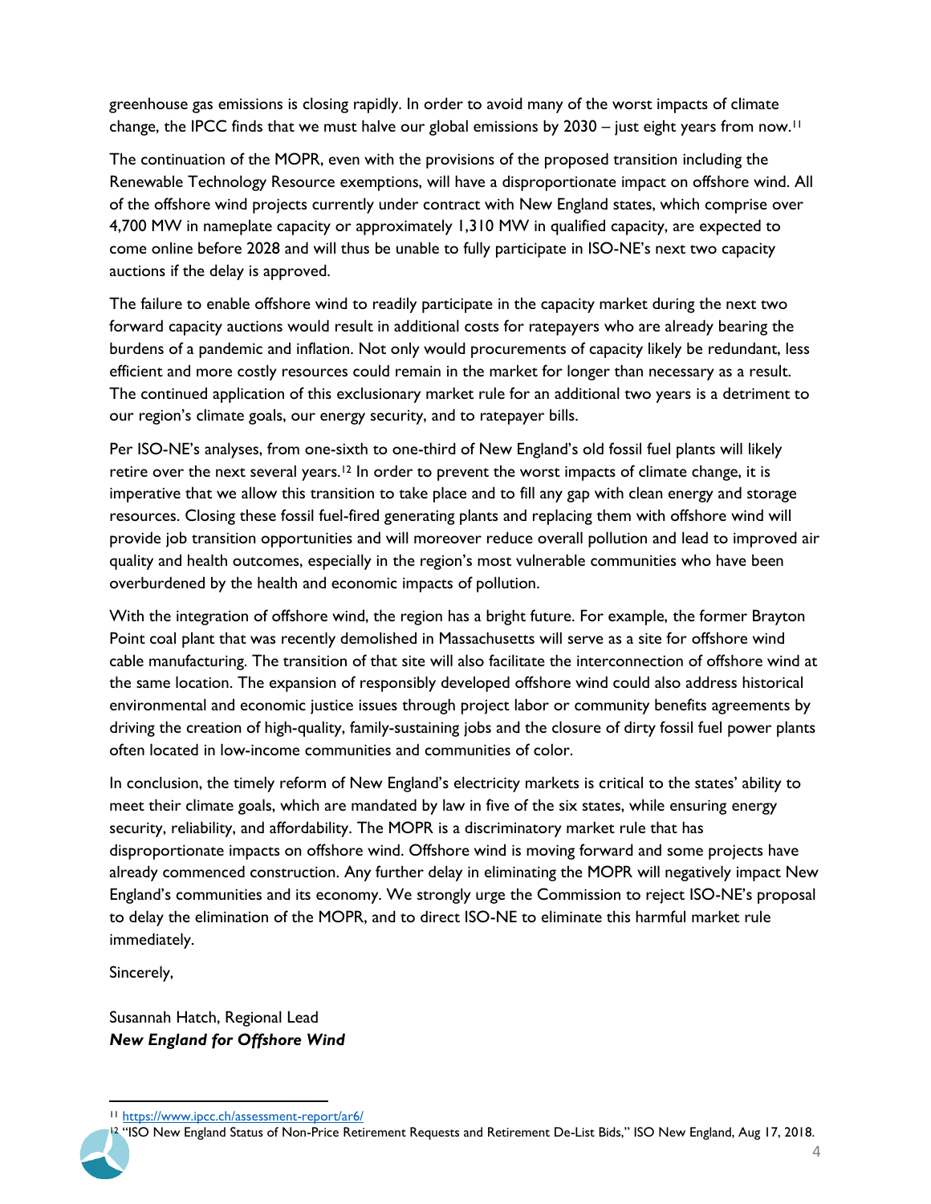greenhouse gas emissions is closing rapidly. In order to avoid many of the worst impacts of climate change, the IPCC finds that we must halve our global emissions by 2030 – just eight years from now.[11]

The continuation of the MOPR, even with the provisions of the proposed transition including the Renewable Technology Resource exemptions, will have a disproportionate impact on offshore wind. All of the offshore wind projects currently under contract with New England states, which comprise over 4,700 MW in nameplate capacity or approximately 1,310 MW in qualified capacity, are expected to come online before 2028 and will thus be unable to fully participate in ISO-NE's next two capacity auctions if the delay is approved.

The failure to enable offshore wind to readily participate in the capacity market during the next two forward capacity auctions would result in additional costs for ratepayers who are already bearing the burdens of a pandemic and inflation. Not only would procurements of capacity likely be redundant, less efficient and more costly resources could remain in the market for longer than necessary as a result. The continued application of this exclusionary market rule for an additional two years is a detriment to our region's climate goals, our energy security, and to ratepayer bills.

Per ISO-NE's analyses, from one-sixth to one-third of New England's old fossil fuel plants will likely retire over the next several years.[12] In order to prevent the worst impacts of climate change, it is imperative that we allow this transition to take place and to fill any gap with clean energy and storage resources. Closing these fossil fuel-fired generating plants and replacing them with offshore wind will provide job transition opportunities and will moreover reduce overall pollution and lead to improved air quality and health outcomes, especially in the region's most vulnerable communities who have been overburdened by the health and economic impacts of pollution.

With the integration of offshore wind, the region has a bright future. For example, the former Brayton Point coal plant that was recently demolished in Massachusetts will serve as a site for offshore wind cable manufacturing. The transition of that site will also facilitate the interconnection of offshore wind at the same location. The expansion of responsibly developed offshore wind could also address historical environmental and economic justice issues through project labor or community benefits agreements by driving the creation of high-quality, family-sustaining jobs and the closure of dirty fossil fuel power plants often located in low-income communities and communities of color.

In conclusion, the timely reform of New England's electricity markets is critical to the states' ability to meet their climate goals, which are mandated by law in five of the six states, while ensuring energy security, reliability, and affordability. The MOPR is a discriminatory market rule that has disproportionate impacts on offshore wind. Offshore wind is moving forward and some projects have already commenced construction. Any further delay in eliminating the MOPR will negatively impact New England's communities and its economy. We strongly urge the Commission to reject ISO-NE's proposal to delay the elimination of the MOPR, and to direct ISO-NE to eliminate this harmful market rule immediately.

Sincerely,

Susannah Hatch, Regional Lead
***New England for Offshore Wind***

---

[11] https://www.ipcc.ch/assessment-report/ar6/

[12] "ISO New England Status of Non-Price Retirement Requests and Retirement De-List Bids," ISO New England, Aug 17, 2018.